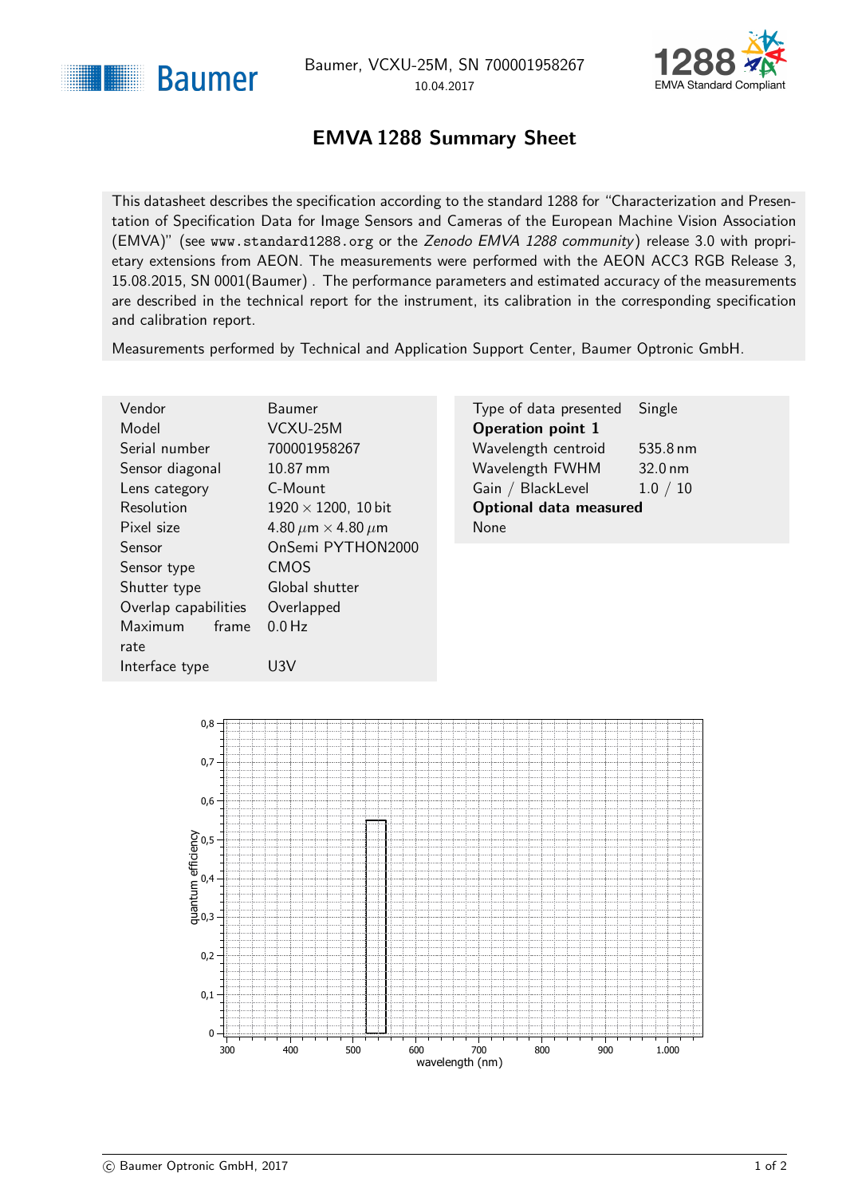Baumer, VCXU-25M, SN 700001958267
10.04.2017

# EMVA 1288 Summary Sheet

This datasheet describes the specification according to the standard 1288 for "Characterization and Presentation of Specification Data for Image Sensors and Cameras of the European Machine Vision Association (EMVA)" (see www.standard1288.org or the *Zenodo EMVA 1288 community*) release 3.0 with proprietary extensions from AEON. The measurements were performed with the AEON ACC3 RGB Release 3, 15.08.2015, SN 0001(Baumer) . The performance parameters and estimated accuracy of the measurements are described in the technical report for the instrument, its calibration in the corresponding specification and calibration report.

Measurements performed by Technical and Application Support Center, Baumer Optronic GmbH.

| | |
|---|---|
| Vendor | Baumer |
| Model | VCXU-25M |
| Serial number | 700001958267 |
| Sensor diagonal | 10.87 mm |
| Lens category | C-Mount |
| Resolution | 1920 × 1200, 10 bit |
| Pixel size | 4.80 $\mu$m × 4.80 $\mu$m |
| Sensor | OnSemi PYTHON2000 |
| Sensor type | CMOS |
| Shutter type | Global shutter |
| Overlap capabilities | Overlapped |
| Maximum frame rate | 0.0 Hz |
| Interface type | U3V |

| | |
|---|---|
| Type of data presented | Single |
| **Operation point 1** | |
| Wavelength centroid | 535.8 nm |
| Wavelength FWHM | 32.0 nm |
| Gain / BlackLevel | 1.0 / 10 |
| **Optional data measured** | |
| None | |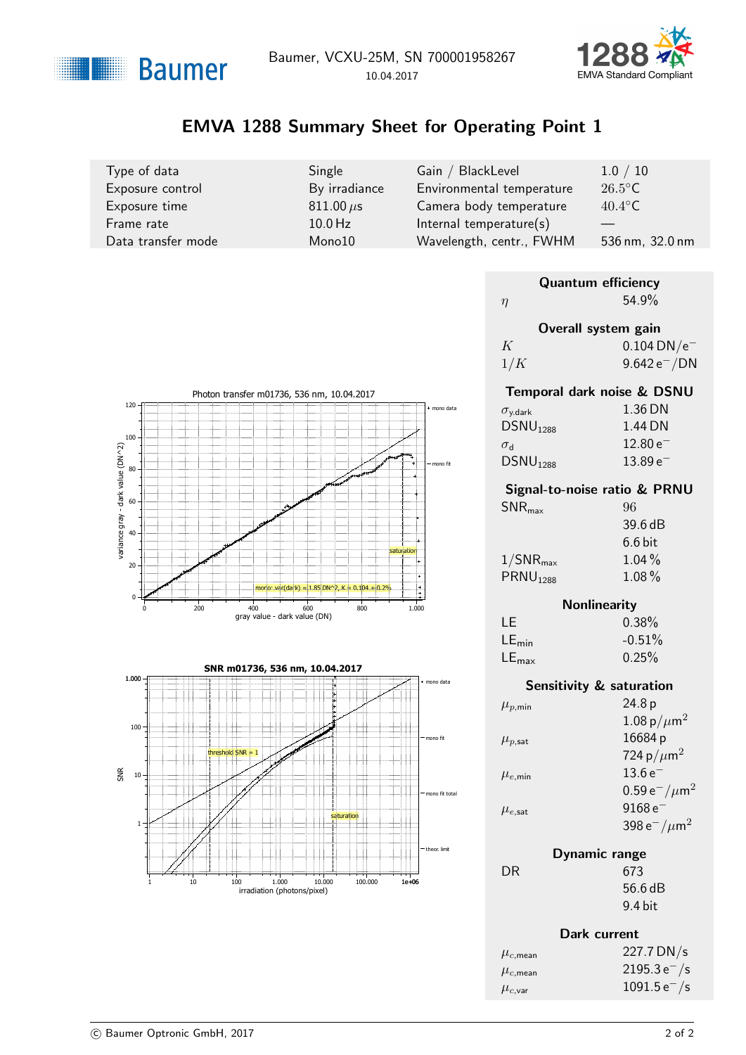Baumer, VCXU-25M, SN 700001958267
10.04.2017

1288 EMVA Standard Compliant

## EMVA 1288 Summary Sheet for Operating Point 1

| | | | |
|---|---|---|---|
| Type of data | Single | Gain / BlackLevel | 1.0 / 10 |
| Exposure control | By irradiance | Environmental temperature | 26.5°C |
| Exposure time | 811.00 µs | Camera body temperature | 40.4°C |
| Frame rate | 10.0 Hz | Internal temperature(s) | — |
| Data transfer mode | Mono10 | Wavelength, centr., FWHM | 536 nm, 32.0 nm |

Photon transfer m01736, 536 nm, 10.04.2017

variance gray - dark value (DN^2)

gray value - dark value (DN)

mono data

mono fit

saturation

mono: var(dark) = 1.85 DN^2, K = 0.104 ± 0.2%

SNR m01736, 536 nm, 10.04.2017

SNR

irradiation (photons/pixel)

mono data

mono fit

mono fit total

theor. limit

threshold SNR = 1

saturation

### Quantum efficiency

| | |
|---|---|
| $\eta$ | 54.9% |

### Overall system gain

| | |
|---|---|
| $K$ | 0.104 DN/e⁻ |
| $1/K$ | 9.642 e⁻/DN |

### Temporal dark noise & DSNU

| | |
|---|---|
| $\sigma_{y.dark}$ | 1.36 DN |
| $DSNU_{1288}$ | 1.44 DN |
| $\sigma_d$ | 12.80 e⁻ |
| $DSNU_{1288}$ | 13.89 e⁻ |

### Signal-to-noise ratio & PRNU

| | |
|---|---|
| $SNR_{max}$ | 96 |
| | 39.6 dB |
| | 6.6 bit |
| $1/SNR_{max}$ | 1.04 % |
| $PRNU_{1288}$ | 1.08 % |

### Nonlinearity

| | |
|---|---|
| LE | 0.38% |
| $LE_{min}$ | -0.51% |
| $LE_{max}$ | 0.25% |

### Sensitivity & saturation

| | |
|---|---|
| $\mu_{p,min}$ | 24.8 p |
| | 1.08 p/µm² |
| $\mu_{p,sat}$ | 16684 p |
| | 724 p/µm² |
| $\mu_{e,min}$ | 13.6 e⁻ |
| | 0.59 e⁻/µm² |
| $\mu_{e,sat}$ | 9168 e⁻ |
| | 398 e⁻/µm² |

### Dynamic range

| | |
|---|---|
| DR | 673 |
| | 56.6 dB |
| | 9.4 bit |

### Dark current

| | |
|---|---|
| $\mu_{c,mean}$ | 227.7 DN/s |
| $\mu_{c,mean}$ | 2195.3 e⁻/s |
| $\mu_{c,var}$ | 1091.5 e⁻/s |

© Baumer Optronic GmbH, 2017